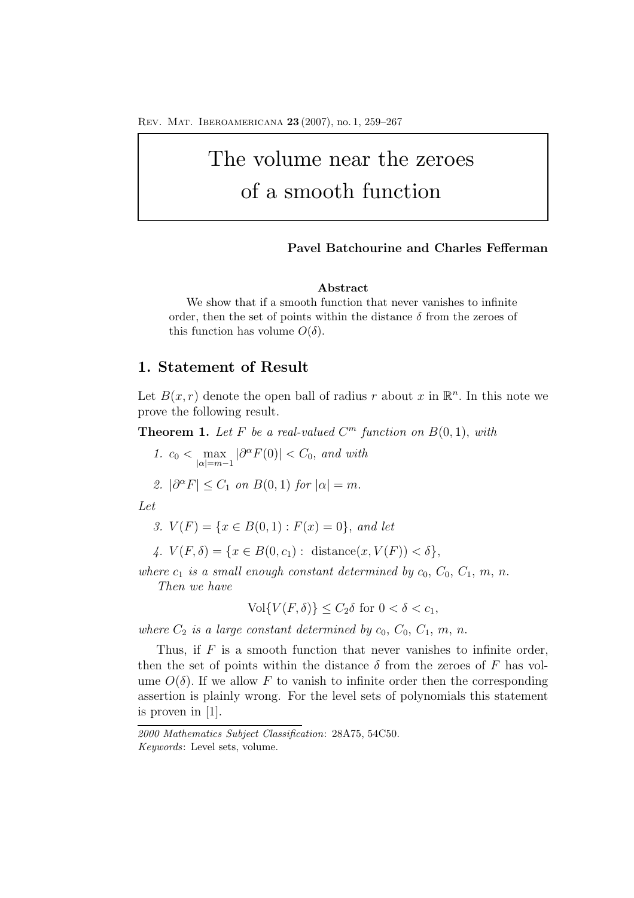# The volume near the zeroes of a smooth function

**Pavel Batchourine and Charles Fefferman**

**Abstract**

We show that if a smooth function that never vanishes to infinite order, then the set of points within the distance $\delta$ from the zeroes of this function has volume $O(\delta)$.

## 1. Statement of Result

Let $B(x, r)$ denote the open ball of radius $r$ about $x$ in $\mathbb{R}^n$. In this note we prove the following result.

**Theorem 1.** *Let $F$ be a real-valued $C^m$ function on $B(0, 1)$, with*

1. $c_0 < \max_{|\alpha|=m-1} |\partial^\alpha F(0)| < C_0$, *and with*
2. $|\partial^\alpha F| \leq C_1$ *on $B(0, 1)$ for $|\alpha| = m$.*

*Let*

3. $V(F) = \{x \in B(0, 1) : F(x) = 0\}$, *and let*
4. $V(F, \delta) = \{x \in B(0, c_1) : \text{ distance}(x, V(F)) < \delta\}$,

*where $c_1$ is a small enough constant determined by $c_0$, $C_0$, $C_1$, $m$, $n$.*

*Then we have*

$$\text{Vol}\{V(F, \delta)\} \leq C_2 \delta \text{ for } 0 < \delta < c_1,$$

*where $C_2$ is a large constant determined by $c_0$, $C_0$, $C_1$, $m$, $n$.*

Thus, if $F$ is a smooth function that never vanishes to infinite order, then the set of points within the distance $\delta$ from the zeroes of $F$ has volume $O(\delta)$. If we allow $F$ to vanish to infinite order then the corresponding assertion is plainly wrong. For the level sets of polynomials this statement is proven in [1].

---

*2000 Mathematics Subject Classification*: 28A75, 54C50.
*Keywords*: Level sets, volume.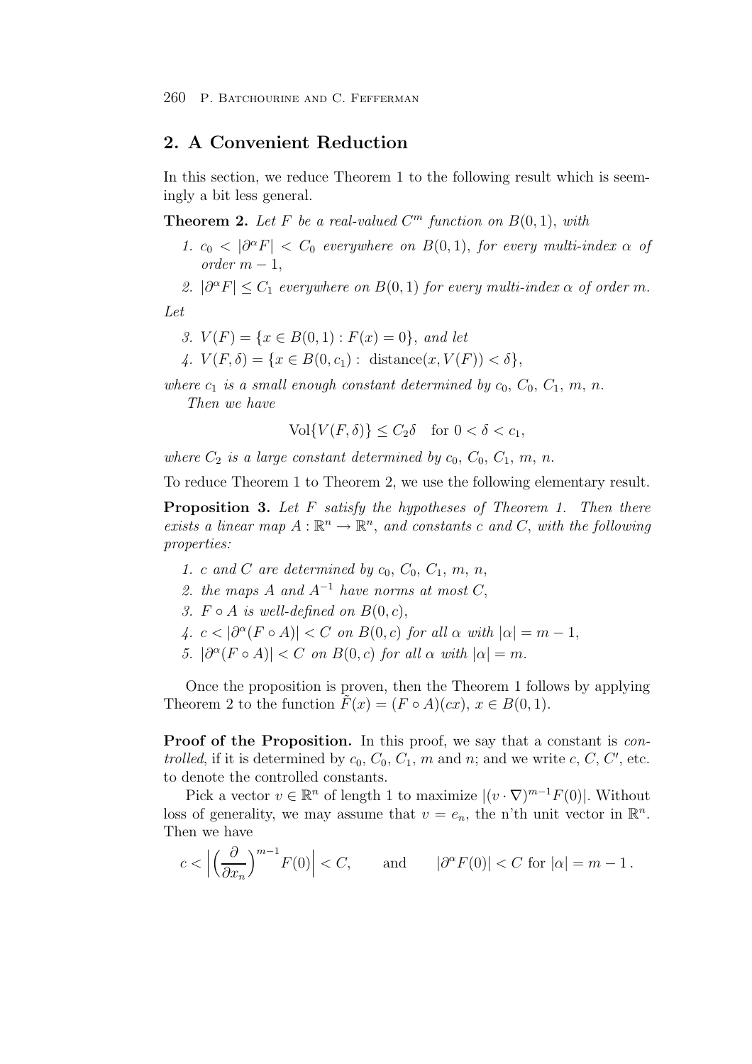## 2. A Convenient Reduction

In this section, we reduce Theorem 1 to the following result which is seemingly a bit less general.

**Theorem 2.** *Let $F$ be a real-valued $C^m$ function on $B(0,1)$, with*

1. *$c_0 < |\partial^\alpha F| < C_0$ everywhere on $B(0,1)$, for every multi-index $\alpha$ of order $m-1$,*
2. *$|\partial^\alpha F| \le C_1$ everywhere on $B(0,1)$ for every multi-index $\alpha$ of order $m$.*

*Let*

3. *$V(F) = \{x \in B(0,1) : F(x) = 0\}$, and let*
4. *$V(F,\delta) = \{x \in B(0,c_1) : \text{ distance}(x, V(F)) < \delta\}$,*

*where $c_1$ is a small enough constant determined by $c_0$, $C_0$, $C_1$, $m$, $n$.*

*Then we have*

$$\text{Vol}\{V(F,\delta)\} \le C_2\delta \quad \text{for } 0 < \delta < c_1,$$

*where $C_2$ is a large constant determined by $c_0$, $C_0$, $C_1$, $m$, $n$.*

To reduce Theorem 1 to Theorem 2, we use the following elementary result.

**Proposition 3.** *Let $F$ satisfy the hypotheses of Theorem 1. Then there exists a linear map $A : \mathbb{R}^n \to \mathbb{R}^n$, and constants $c$ and $C$, with the following properties:*

1. *$c$ and $C$ are determined by $c_0$, $C_0$, $C_1$, $m$, $n$,*
2. *the maps $A$ and $A^{-1}$ have norms at most $C$,*
3. *$F \circ A$ is well-defined on $B(0,c)$,*
4. *$c < |\partial^\alpha(F \circ A)| < C$ on $B(0,c)$ for all $\alpha$ with $|\alpha| = m-1$,*
5. *$|\partial^\alpha(F \circ A)| < C$ on $B(0,c)$ for all $\alpha$ with $|\alpha| = m$.*

Once the proposition is proven, then the Theorem 1 follows by applying Theorem 2 to the function $\tilde{F}(x) = (F \circ A)(cx)$, $x \in B(0,1)$.

**Proof of the Proposition.** In this proof, we say that a constant is *controlled*, if it is determined by $c_0$, $C_0$, $C_1$, $m$ and $n$; and we write $c$, $C$, $C'$, etc. to denote the controlled constants.

Pick a vector $v \in \mathbb{R}^n$ of length 1 to maximize $|(v \cdot \nabla)^{m-1} F(0)|$. Without loss of generality, we may assume that $v = e_n$, the n'th unit vector in $\mathbb{R}^n$. Then we have

$$c < \left| \left( \frac{\partial}{\partial x_n} \right)^{m-1} F(0) \right| < C, \qquad \text{and} \qquad |\partial^\alpha F(0)| < C \text{ for } |\alpha| = m-1\,.$$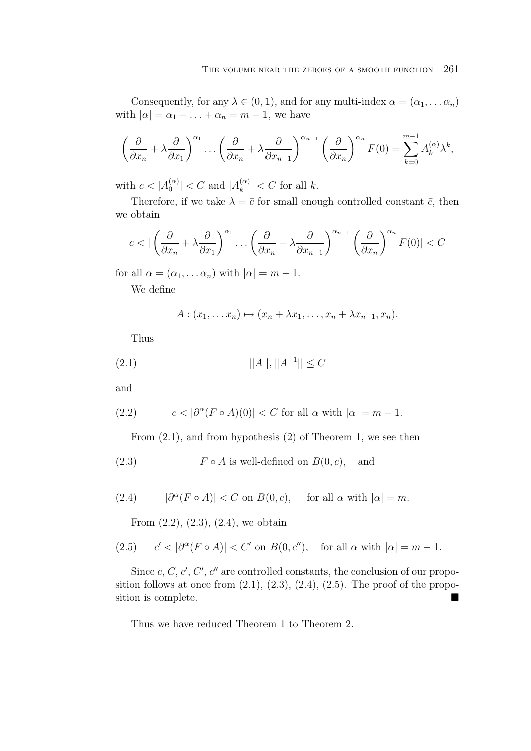Consequently, for any $\lambda \in (0,1)$, and for any multi-index $\alpha = (\alpha_1, \dots \alpha_n)$ with $|\alpha| = \alpha_1 + \dots + \alpha_n = m-1$, we have

$$\left(\frac{\partial}{\partial x_n} + \lambda \frac{\partial}{\partial x_1}\right)^{\alpha_1} \dots \left(\frac{\partial}{\partial x_n} + \lambda \frac{\partial}{\partial x_{n-1}}\right)^{\alpha_{n-1}} \left(\frac{\partial}{\partial x_n}\right)^{\alpha_n} F(0) = \sum_{k=0}^{m-1} A_k^{(\alpha)} \lambda^k,$$

with $c < |A_0^{(\alpha)}| < C$ and $|A_k^{(\alpha)}| < C$ for all $k$.

Therefore, if we take $\lambda = \bar{c}$ for small enough controlled constant $\bar{c}$, then we obtain

$$c < |\left(\frac{\partial}{\partial x_n} + \lambda \frac{\partial}{\partial x_1}\right)^{\alpha_1} \dots \left(\frac{\partial}{\partial x_n} + \lambda \frac{\partial}{\partial x_{n-1}}\right)^{\alpha_{n-1}} \left(\frac{\partial}{\partial x_n}\right)^{\alpha_n} F(0)| < C$$

for all $\alpha = (\alpha_1, \dots \alpha_n)$ with $|\alpha| = m-1$.

We define

$$A : (x_1, \dots x_n) \mapsto (x_n + \lambda x_1, \dots, x_n + \lambda x_{n-1}, x_n).$$

Thus

$$||A||, ||A^{-1}|| \leq C \tag{2.1}$$

and

$$c < |\partial^\alpha (F \circ A)(0)| < C \text{ for all } \alpha \text{ with } |\alpha| = m-1. \tag{2.2}$$

From (2.1), and from hypothesis (2) of Theorem 1, we see then

$$F \circ A \text{ is well-defined on } B(0,c), \quad \text{and} \tag{2.3}$$

$$|\partial^\alpha (F \circ A)| < C \text{ on } B(0,c), \quad \text{for all } \alpha \text{ with } |\alpha| = m. \tag{2.4}$$

From (2.2), (2.3), (2.4), we obtain

$$c' < |\partial^\alpha (F \circ A)| < C' \text{ on } B(0,c''), \quad \text{for all } \alpha \text{ with } |\alpha| = m-1. \tag{2.5}$$

Since $c$, $C$, $c'$, $C'$, $c''$ are controlled constants, the conclusion of our proposition follows at once from (2.1), (2.3), (2.4), (2.5). The proof of the proposition is complete. ∎

Thus we have reduced Theorem 1 to Theorem 2.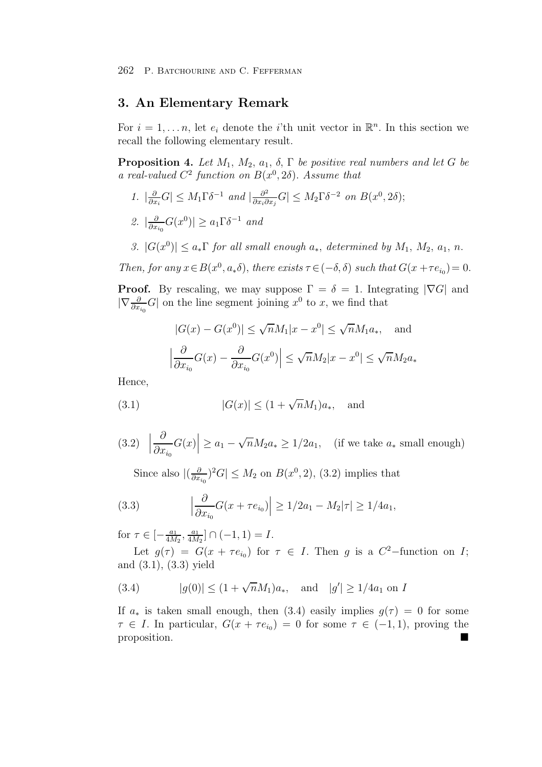## 3. An Elementary Remark

For $i = 1, \dots n$, let $e_i$ denote the $i$'th unit vector in $\mathbb{R}^n$. In this section we recall the following elementary result.

**Proposition 4.** *Let $M_1$, $M_2$, $a_1$, $\delta$, $\Gamma$ be positive real numbers and let $G$ be a real-valued $C^2$ function on $B(x^0, 2\delta)$. Assume that*

1. $|\frac{\partial}{\partial x_i} G| \le M_1 \Gamma \delta^{-1}$ *and* $|\frac{\partial^2}{\partial x_i \partial x_j} G| \le M_2 \Gamma \delta^{-2}$ *on* $B(x^0, 2\delta)$;
2. $|\frac{\partial}{\partial x_{i_0}} G(x^0)| \ge a_1 \Gamma \delta^{-1}$ *and*
3. $|G(x^0)| \le a_* \Gamma$ *for all small enough* $a_*$*, determined by* $M_1$*,* $M_2$*,* $a_1$*,* $n$*.*

*Then, for any* $x \in B(x^0, a_* \delta)$*, there exists* $\tau \in (-\delta, \delta)$ *such that* $G(x + \tau e_{i_0}) = 0$*.*

**Proof.** By rescaling, we may suppose $\Gamma = \delta = 1$. Integrating $|\nabla G|$ and $|\nabla \frac{\partial}{\partial x_{i_0}} G|$ on the line segment joining $x^0$ to $x$, we find that

$$|G(x) - G(x^0)| \le \sqrt{n} M_1 |x - x^0| \le \sqrt{n} M_1 a_*, \quad \text{and}$$

$$\Big| \frac{\partial}{\partial x_{i_0}} G(x) - \frac{\partial}{\partial x_{i_0}} G(x^0) \Big| \le \sqrt{n} M_2 |x - x^0| \le \sqrt{n} M_2 a_*$$

Hence,

$$|G(x)| \le (1 + \sqrt{n} M_1) a_*, \quad \text{and} \tag{3.1}$$

$$\Big| \frac{\partial}{\partial x_{i_0}} G(x) \Big| \ge a_1 - \sqrt{n} M_2 a_* \ge 1/2 a_1, \quad \text{(if we take } a_* \text{ small enough)} \tag{3.2}$$

Since also $|(\frac{\partial}{\partial x_{i_0}})^2 G| \le M_2$ on $B(x^0, 2)$, (3.2) implies that

$$\Big| \frac{\partial}{\partial x_{i_0}} G(x + \tau e_{i_0}) \Big| \ge 1/2 a_1 - M_2 |\tau| \ge 1/4 a_1, \tag{3.3}$$

for $\tau \in [-\frac{a_1}{4M_2}, \frac{a_1}{4M_2}] \cap (-1, 1) = I$.

Let $g(\tau) = G(x + \tau e_{i_0})$ for $\tau \in I$. Then $g$ is a $C^2$−function on $I$; and (3.1), (3.3) yield

$$|g(0)| \le (1 + \sqrt{n} M_1) a_*, \quad \text{and} \quad |g'| \ge 1/4 a_1 \text{ on } I \tag{3.4}$$

If $a_*$ is taken small enough, then (3.4) easily implies $g(\tau) = 0$ for some $\tau \in I$. In particular, $G(x + \tau e_{i_0}) = 0$ for some $\tau \in (-1, 1)$, proving the proposition. ∎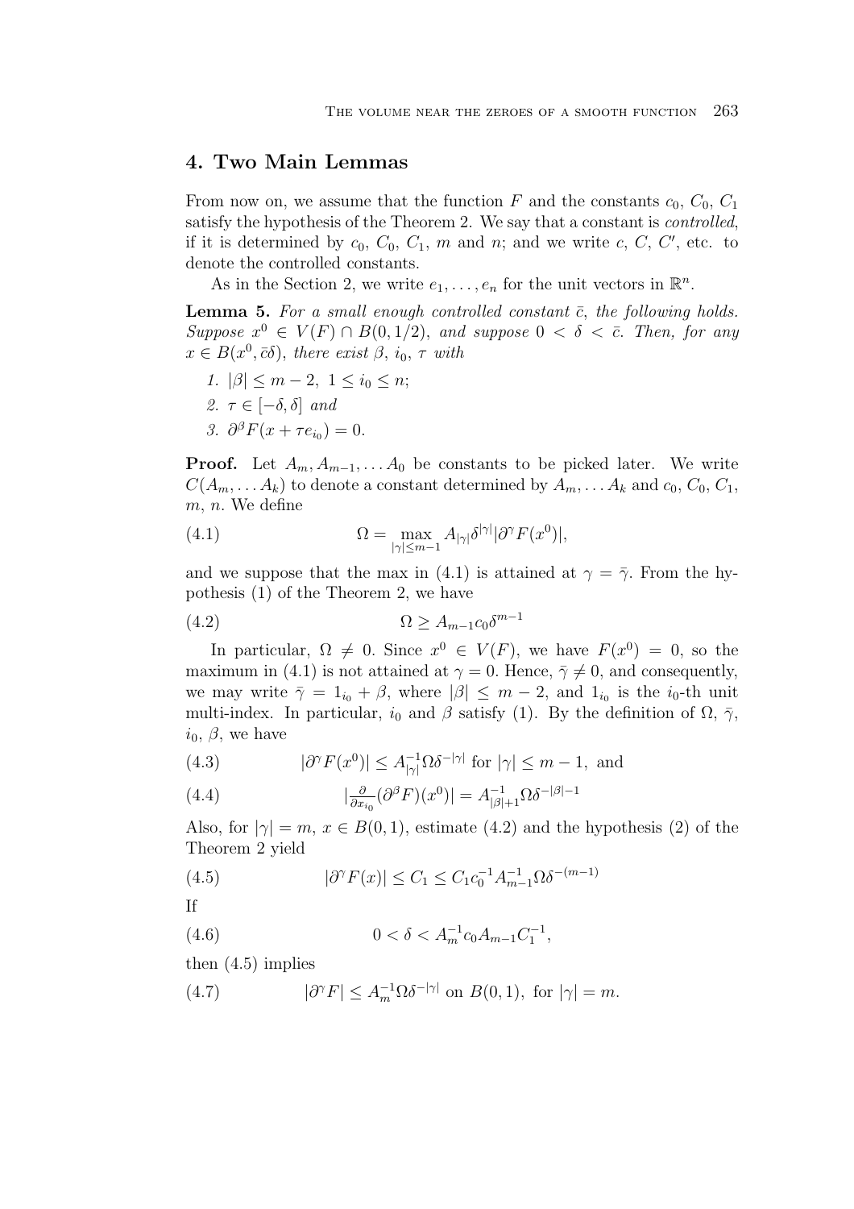## 4. Two Main Lemmas

From now on, we assume that the function $F$ and the constants $c_0$, $C_0$, $C_1$ satisfy the hypothesis of the Theorem 2. We say that a constant is *controlled*, if it is determined by $c_0$, $C_0$, $C_1$, $m$ and $n$; and we write $c$, $C$, $C'$, etc. to denote the controlled constants.

As in the Section 2, we write $e_1, \ldots, e_n$ for the unit vectors in $\mathbb{R}^n$.

**Lemma 5.** *For a small enough controlled constant $\bar{c}$, the following holds. Suppose $x^0 \in V(F) \cap B(0, 1/2)$, and suppose $0 < \delta < \bar{c}$. Then, for any $x \in B(x^0, \bar{c}\delta)$, there exist $\beta$, $i_0$, $\tau$ with*

1. *$|\beta| \le m-2$, $1 \le i_0 \le n$;*
2. *$\tau \in [-\delta, \delta]$ and*
3. *$\partial^\beta F(x + \tau e_{i_0}) = 0$.*

**Proof.** Let $A_m, A_{m-1}, \ldots A_0$ be constants to be picked later. We write $C(A_m, \ldots A_k)$ to denote a constant determined by $A_m, \ldots A_k$ and $c_0$, $C_0$, $C_1$, $m$, $n$. We define

$$\Omega = \max_{|\gamma| \le m-1} A_{|\gamma|} \delta^{|\gamma|} |\partial^\gamma F(x^0)|, \tag{4.1}$$

and we suppose that the max in (4.1) is attained at $\gamma = \bar{\gamma}$. From the hypothesis (1) of the Theorem 2, we have

$$\Omega \ge A_{m-1} c_0 \delta^{m-1} \tag{4.2}$$

In particular, $\Omega \neq 0$. Since $x^0 \in V(F)$, we have $F(x^0) = 0$, so the maximum in (4.1) is not attained at $\gamma = 0$. Hence, $\bar{\gamma} \neq 0$, and consequently, we may write $\bar{\gamma} = 1_{i_0} + \beta$, where $|\beta| \le m-2$, and $1_{i_0}$ is the $i_0$-th unit multi-index. In particular, $i_0$ and $\beta$ satisfy (1). By the definition of $\Omega$, $\bar{\gamma}$, $i_0$, $\beta$, we have

$$|\partial^\gamma F(x^0)| \le A_{|\gamma|}^{-1} \Omega \delta^{-|\gamma|} \text{ for } |\gamma| \le m-1, \text{ and} \tag{4.3}$$

$$\left|\tfrac{\partial}{\partial x_{i_0}} (\partial^\beta F)(x^0)\right| = A_{|\beta|+1}^{-1} \Omega \delta^{-|\beta|-1} \tag{4.4}$$

Also, for $|\gamma| = m$, $x \in B(0,1)$, estimate (4.2) and the hypothesis (2) of the Theorem 2 yield

$$|\partial^\gamma F(x)| \le C_1 \le C_1 c_0^{-1} A_{m-1}^{-1} \Omega \delta^{-(m-1)} \tag{4.5}$$

If

$$0 < \delta < A_m^{-1} c_0 A_{m-1} C_1^{-1}, \tag{4.6}$$

then (4.5) implies

$$|\partial^\gamma F| \le A_m^{-1} \Omega \delta^{-|\gamma|} \text{ on } B(0,1), \text{ for } |\gamma| = m. \tag{4.7}$$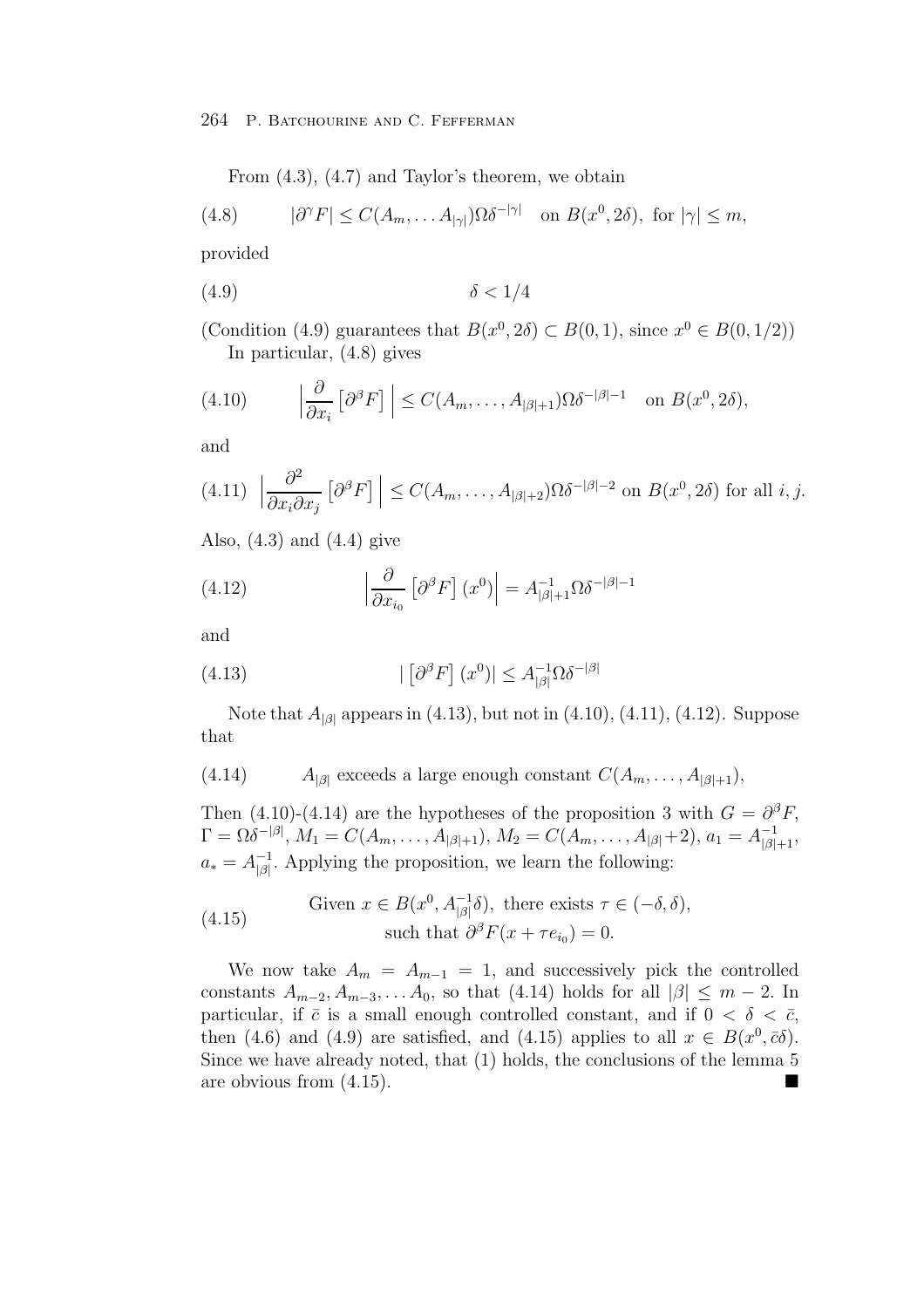From (4.3), (4.7) and Taylor's theorem, we obtain

$$|\partial^\gamma F| \le C(A_m, \dots A_{|\gamma|})\Omega\delta^{-|\gamma|} \quad \text{on } B(x^0, 2\delta), \text{ for } |\gamma| \le m, \tag{4.8}$$

provided

$$\delta < 1/4 \tag{4.9}$$

(Condition (4.9) guarantees that $B(x^0, 2\delta) \subset B(0,1)$, since $x^0 \in B(0, 1/2)$)

In particular, (4.8) gives

$$\Big| \frac{\partial}{\partial x_i} \left[ \partial^\beta F \right] \Big| \le C(A_m, \dots, A_{|\beta|+1})\Omega\delta^{-|\beta|-1} \quad \text{on } B(x^0, 2\delta), \tag{4.10}$$

and

$$\Big| \frac{\partial^2}{\partial x_i \partial x_j} \left[ \partial^\beta F \right] \Big| \le C(A_m, \dots, A_{|\beta|+2})\Omega\delta^{-|\beta|-2} \text{ on } B(x^0, 2\delta) \text{ for all } i, j. \tag{4.11}$$

Also, (4.3) and (4.4) give

$$\Big| \frac{\partial}{\partial x_{i_0}} \left[ \partial^\beta F \right] (x^0) \Big| = A_{|\beta|+1}^{-1} \Omega\delta^{-|\beta|-1} \tag{4.12}$$

and

$$| \left[ \partial^\beta F \right] (x^0)| \le A_{|\beta|}^{-1} \Omega\delta^{-|\beta|} \tag{4.13}$$

Note that $A_{|\beta|}$ appears in (4.13), but not in (4.10), (4.11), (4.12). Suppose that

$$A_{|\beta|} \text{ exceeds a large enough constant } C(A_m, \dots, A_{|\beta|+1}), \tag{4.14}$$

Then (4.10)-(4.14) are the hypotheses of the proposition 3 with $G = \partial^\beta F$, $\Gamma = \Omega\delta^{-|\beta|}$, $M_1 = C(A_m, \dots, A_{|\beta|+1})$, $M_2 = C(A_m, \dots, A_{|\beta|}+2)$, $a_1 = A_{|\beta|+1}^{-1}$, $a_* = A_{|\beta|}^{-1}$. Applying the proposition, we learn the following:

$$\begin{gathered} \text{Given } x \in B(x^0, A_{|\beta|}^{-1}\delta), \text{ there exists } \tau \in (-\delta, \delta), \\ \text{such that } \partial^\beta F(x + \tau e_{i_0}) = 0. \end{gathered} \tag{4.15}$$

We now take $A_m = A_{m-1} = 1$, and successively pick the controlled constants $A_{m-2}, A_{m-3}, \dots A_0$, so that (4.14) holds for all $|\beta| \le m-2$. In particular, if $\bar{c}$ is a small enough controlled constant, and if $0 < \delta < \bar{c}$, then (4.6) and (4.9) are satisfied, and (4.15) applies to all $x \in B(x^0, \bar{c}\delta)$. Since we have already noted, that (1) holds, the conclusions of the lemma 5 are obvious from (4.15). ∎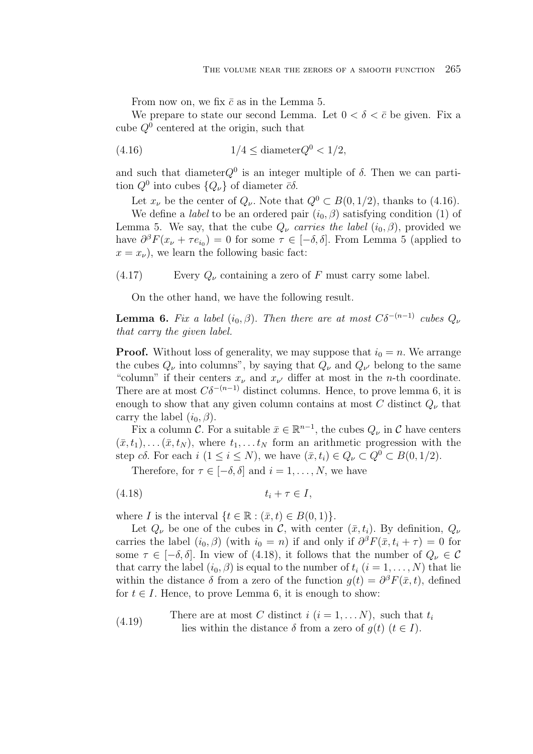From now on, we fix $\bar{c}$ as in the Lemma 5.

We prepare to state our second Lemma. Let $0 < \delta < \bar{c}$ be given. Fix a cube $Q^0$ centered at the origin, such that

$$1/4 \leq \text{diameter} Q^0 < 1/2, \tag{4.16}$$

and such that diameter$Q^0$ is an integer multiple of $\delta$. Then we can partition $Q^0$ into cubes $\{Q_\nu\}$ of diameter $\bar{c}\delta$.

Let $x_\nu$ be the center of $Q_\nu$. Note that $Q^0 \subset B(0, 1/2)$, thanks to (4.16).

We define a *label* to be an ordered pair $(i_0, \beta)$ satisfying condition (1) of Lemma 5. We say, that the cube $Q_\nu$ *carries the label* $(i_0, \beta)$, provided we have $\partial^\beta F(x_\nu + \tau e_{i_0}) = 0$ for some $\tau \in [-\delta, \delta]$. From Lemma 5 (applied to $x = x_\nu$), we learn the following basic fact:

(4.17) Every $Q_\nu$ containing a zero of $F$ must carry some label.

On the other hand, we have the following result.

**Lemma 6.** *Fix a label $(i_0, \beta)$. Then there are at most $C\delta^{-(n-1)}$ cubes $Q_\nu$ that carry the given label.*

**Proof.** Without loss of generality, we may suppose that $i_0 = n$. We arrange the cubes $Q_\nu$ into columns", by saying that $Q_\nu$ and $Q_{\nu'}$ belong to the same "column" if their centers $x_\nu$ and $x_{\nu'}$ differ at most in the $n$-th coordinate. There are at most $C\delta^{-(n-1)}$ distinct columns. Hence, to prove lemma 6, it is enough to show that any given column contains at most $C$ distinct $Q_\nu$ that carry the label $(i_0, \beta)$.

Fix a column $\mathcal{C}$. For a suitable $\bar{x} \in \mathbb{R}^{n-1}$, the cubes $Q_\nu$ in $\mathcal{C}$ have centers $(\bar{x}, t_1), \ldots (\bar{x}, t_N)$, where $t_1, \ldots t_N$ form an arithmetic progression with the step $c\delta$. For each $i$ $(1 \leq i \leq N)$, we have $(\bar{x}, t_i) \in Q_\nu \subset Q^0 \subset B(0, 1/2)$.

Therefore, for $\tau \in [-\delta, \delta]$ and $i = 1, \ldots, N$, we have

$$t_i + \tau \in I, \tag{4.18}$$

where $I$ is the interval $\{t \in \mathbb{R} : (\bar{x}, t) \in B(0, 1)\}$.

Let $Q_\nu$ be one of the cubes in $\mathcal{C}$, with center $(\bar{x}, t_i)$. By definition, $Q_\nu$ carries the label $(i_0, \beta)$ (with $i_0 = n$) if and only if $\partial^\beta F(\bar{x}, t_i + \tau) = 0$ for some $\tau \in [-\delta, \delta]$. In view of (4.18), it follows that the number of $Q_\nu \in \mathcal{C}$ that carry the label $(i_0, \beta)$ is equal to the number of $t_i$ $(i = 1, \ldots, N)$ that lie within the distance $\delta$ from a zero of the function $g(t) = \partial^\beta F(\bar{x}, t)$, defined for $t \in I$. Hence, to prove Lemma 6, it is enough to show:

(4.19) There are at most $C$ distinct $i$ $(i = 1, \ldots N)$, such that $t_i$ lies within the distance $\delta$ from a zero of $g(t)$ $(t \in I)$.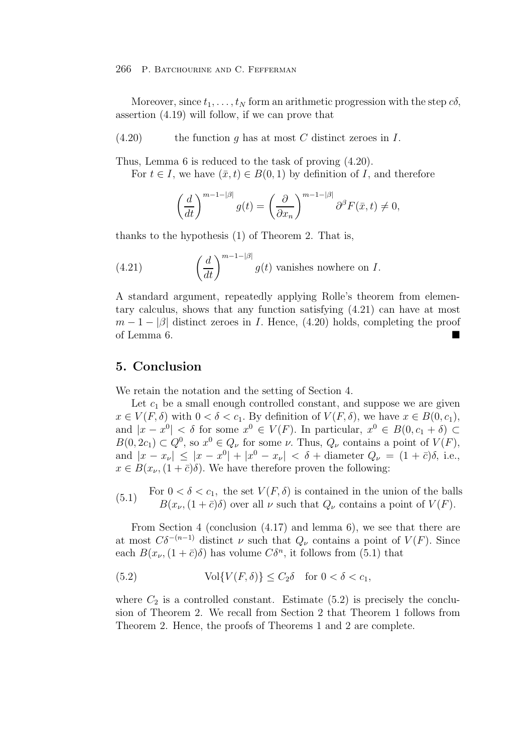Moreover, since $t_1, \ldots, t_N$ form an arithmetic progression with the step $c\delta$, assertion (4.19) will follow, if we can prove that

$$\text{(4.20)} \qquad \text{the function } g \text{ has at most } C \text{ distinct zeroes in } I.$$

Thus, Lemma 6 is reduced to the task of proving (4.20).

For $t \in I$, we have $(\bar{x}, t) \in B(0,1)$ by definition of $I$, and therefore

$$\left(\frac{d}{dt}\right)^{m-1-|\beta|} g(t) = \left(\frac{\partial}{\partial x_n}\right)^{m-1-|\beta|} \partial^\beta F(\bar{x}, t) \neq 0,$$

thanks to the hypothesis (1) of Theorem 2. That is,

$$\text{(4.21)} \qquad \left(\frac{d}{dt}\right)^{m-1-|\beta|} g(t) \text{ vanishes nowhere on } I.$$

A standard argument, repeatedly applying Rolle's theorem from elementary calculus, shows that any function satisfying (4.21) can have at most $m-1-|\beta|$ distinct zeroes in $I$. Hence, (4.20) holds, completing the proof of Lemma 6. ■

## 5. Conclusion

We retain the notation and the setting of Section 4.

Let $c_1$ be a small enough controlled constant, and suppose we are given $x \in V(F,\delta)$ with $0 < \delta < c_1$. By definition of $V(F,\delta)$, we have $x \in B(0, c_1)$, and $|x - x^0| < \delta$ for some $x^0 \in V(F)$. In particular, $x^0 \in B(0, c_1 + \delta) \subset B(0, 2c_1) \subset Q^0$, so $x^0 \in Q_\nu$ for some $\nu$. Thus, $Q_\nu$ contains a point of $V(F)$, and $|x - x_\nu| \le |x - x^0| + |x^0 - x_\nu| < \delta + \text{diameter } Q_\nu = (1+\bar{c})\delta$, i.e., $x \in B(x_\nu, (1+\bar{c})\delta)$. We have therefore proven the following:

(5.1) For $0 < \delta < c_1$, the set $V(F,\delta)$ is contained in the union of the balls $B(x_\nu, (1+\bar{c})\delta)$ over all $\nu$ such that $Q_\nu$ contains a point of $V(F)$.

From Section 4 (conclusion (4.17) and lemma 6), we see that there are at most $C\delta^{-(n-1)}$ distinct $\nu$ such that $Q_\nu$ contains a point of $V(F)$. Since each $B(x_\nu, (1+\bar{c})\delta)$ has volume $C\delta^n$, it follows from (5.1) that

$$\text{(5.2)} \qquad \operatorname{Vol}\{V(F,\delta)\} \le C_2 \delta \quad \text{for } 0 < \delta < c_1,$$

where $C_2$ is a controlled constant. Estimate (5.2) is precisely the conclusion of Theorem 2. We recall from Section 2 that Theorem 1 follows from Theorem 2. Hence, the proofs of Theorems 1 and 2 are complete.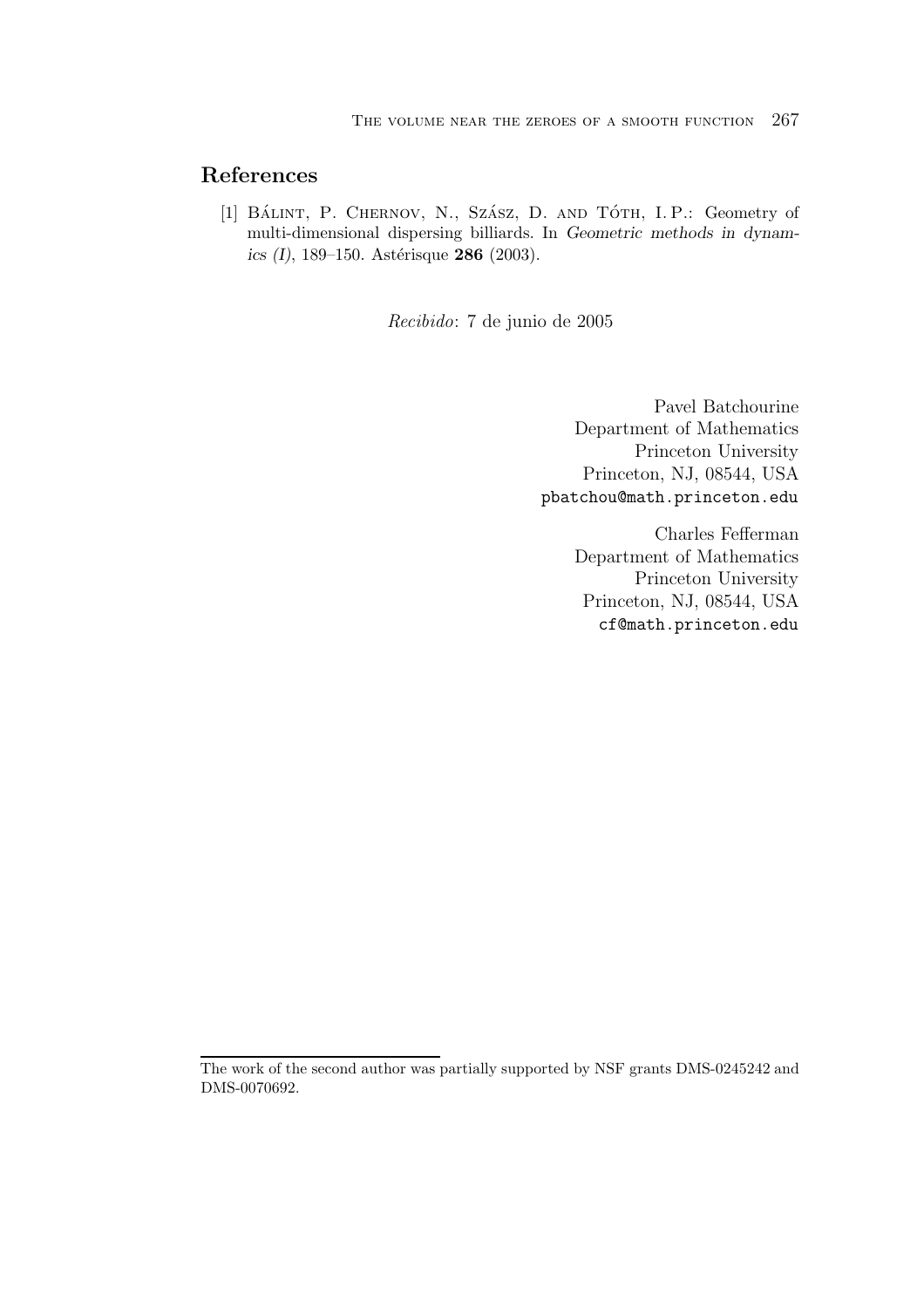## References

[1] Bálint, P. Chernov, N., Szász, D. and Tóth, I. P.: Geometry of multi-dimensional dispersing billiards. In *Geometric methods in dynamics (I)*, 189–150. Astérisque **286** (2003).

*Recibido*: 7 de junio de 2005

Pavel Batchourine
Department of Mathematics
Princeton University
Princeton, NJ, 08544, USA
pbatchou@math.princeton.edu

Charles Fefferman
Department of Mathematics
Princeton University
Princeton, NJ, 08544, USA
cf@math.princeton.edu

The work of the second author was partially supported by NSF grants DMS-0245242 and DMS-0070692.